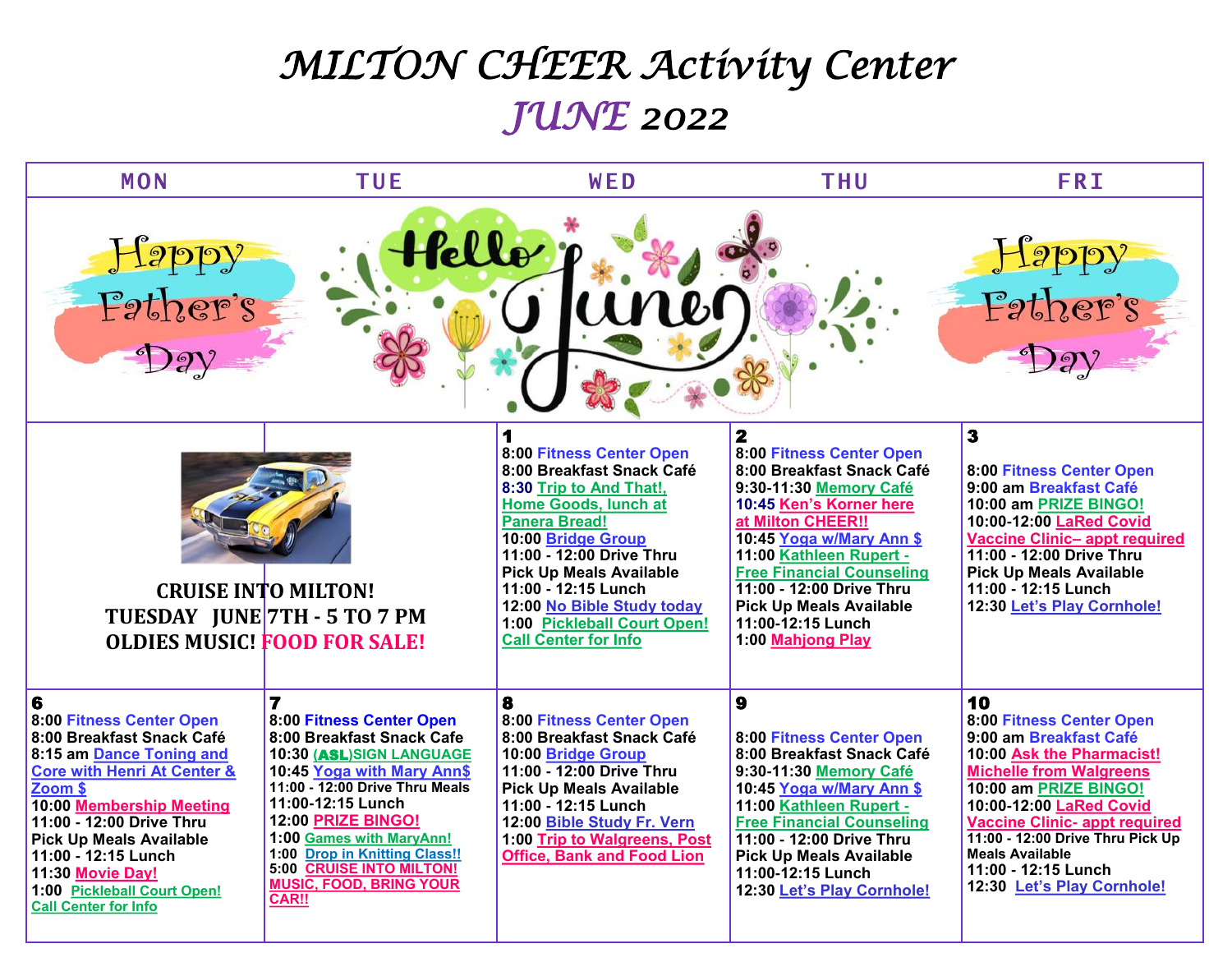# MILTON CHEER Activity Center

## JUNE 2022

| MON | TUE | WED | THU | FRI |
|---|---|---|---|---|
| Happy Father's Day | Hello June | | | Happy Father's Day |
| CRUISE INTO MILTON! TUESDAY JUNE 7TH - 5 TO 7 PM OLDIES MUSIC! FOOD FOR SALE! | | **1**<br>8:00 Fitness Center Open<br>8:00 Breakfast Snack Café<br>8:30 Trip to And That!, Home Goods, lunch at Panera Bread!<br>10:00 Bridge Group<br>11:00 - 12:00 Drive Thru Pick Up Meals Available<br>11:00 - 12:15 Lunch<br>12:00 No Bible Study today<br>1:00 Pickleball Court Open! Call Center for Info | **2**<br>8:00 Fitness Center Open<br>8:00 Breakfast Snack Café<br>9:30-11:30 Memory Café<br>10:45 Ken's Korner here at Milton CHEER!!<br>10:45 Yoga w/Mary Ann $<br>11:00 Kathleen Rupert - Free Financial Counseling<br>11:00 - 12:00 Drive Thru Pick Up Meals Available<br>11:00-12:15 Lunch<br>1:00 Mahjong Play | **3**<br>8:00 Fitness Center Open<br>9:00 am Breakfast Café<br>10:00 am PRIZE BINGO!<br>10:00-12:00 LaRed Covid Vaccine Clinic– appt required<br>11:00 - 12:00 Drive Thru Pick Up Meals Available<br>11:00 - 12:15 Lunch<br>12:30 Let's Play Cornhole! |
| **6**<br>8:00 Fitness Center Open<br>8:00 Breakfast Snack Café<br>8:15 am Dance Toning and Core with Henri At Center & Zoom $<br>10:00 Membership Meeting<br>11:00 - 12:00 Drive Thru Pick Up Meals Available<br>11:00 - 12:15 Lunch<br>11:30 Movie Day!<br>1:00 Pickleball Court Open! Call Center for Info | **7**<br>8:00 Fitness Center Open<br>8:00 Breakfast Snack Cafe<br>10:30 (ASL)SIGN LANGUAGE<br>10:45 Yoga with Mary Ann$<br>11:00 - 12:00 Drive Thru Meals<br>11:00-12:15 Lunch<br>12:00 PRIZE BINGO!<br>1:00 Games with MaryAnn!<br>1:00 Drop in Knitting Class!!<br>5:00 CRUISE INTO MILTON! MUSIC, FOOD, BRING YOUR CAR!! | **8**<br>8:00 Fitness Center Open<br>8:00 Breakfast Snack Café<br>10:00 Bridge Group<br>11:00 - 12:00 Drive Thru Pick Up Meals Available<br>11:00 - 12:15 Lunch<br>12:00 Bible Study Fr. Vern<br>1:00 Trip to Walgreens, Post Office, Bank and Food Lion | **9**<br>8:00 Fitness Center Open<br>8:00 Breakfast Snack Café<br>9:30-11:30 Memory Café<br>10:45 Yoga w/Mary Ann $<br>11:00 Kathleen Rupert - Free Financial Counseling<br>11:00 - 12:00 Drive Thru Pick Up Meals Available<br>11:00-12:15 Lunch<br>12:30 Let's Play Cornhole! | **10**<br>8:00 Fitness Center Open<br>9:00 am Breakfast Café<br>10:00 Ask the Pharmacist! Michelle from Walgreens<br>10:00 am PRIZE BINGO!<br>10:00-12:00 LaRed Covid Vaccine Clinic- appt required<br>11:00 - 12:00 Drive Thru Pick Up Meals Available<br>11:00 - 12:15 Lunch<br>12:30 Let's Play Cornhole! |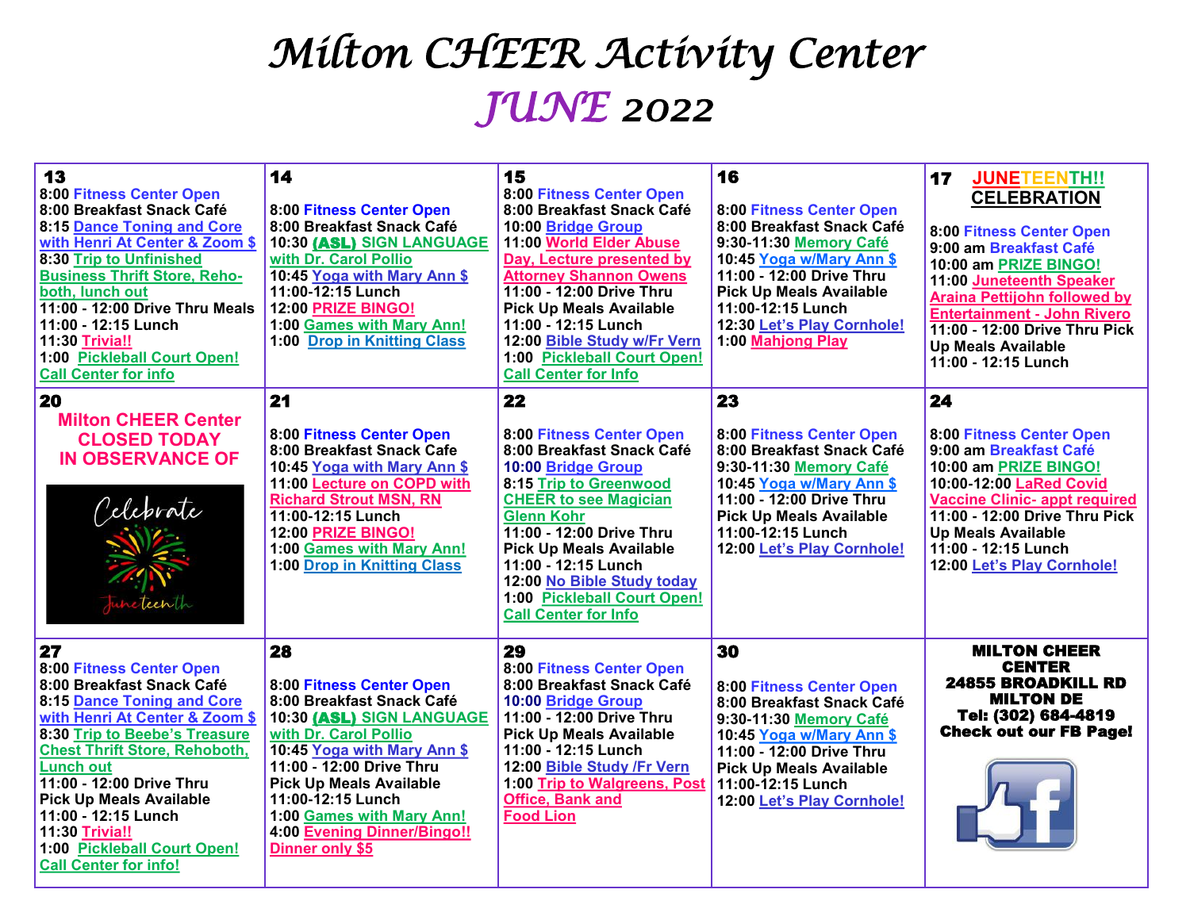# Milton CHEER Activity Center

## JUNE 2022

| | | | | |
|---|---|---|---|---|
| **13**<br>8:00 Fitness Center Open<br>8:00 Breakfast Snack Café<br>8:15 Dance Toning and Core with Henri At Center & Zoom $<br>8:30 Trip to Unfinished Business Thrift Store, Rehoboth, lunch out<br>11:00 - 12:00 Drive Thru Meals<br>11:00 - 12:15 Lunch<br>11:30 Trivia!!<br>1:00 Pickleball Court Open! Call Center for info | **14**<br>8:00 Fitness Center Open<br>8:00 Breakfast Snack Café<br>10:30 (ASL) SIGN LANGUAGE with Dr. Carol Pollio<br>10:45 Yoga with Mary Ann $<br>11:00-12:15 Lunch<br>12:00 PRIZE BINGO!<br>1:00 Games with Mary Ann!<br>1:00 Drop in Knitting Class | **15**<br>8:00 Fitness Center Open<br>8:00 Breakfast Snack Café<br>10:00 Bridge Group<br>11:00 World Elder Abuse Day, Lecture presented by Attorney Shannon Owens<br>11:00 - 12:00 Drive Thru Pick Up Meals Available<br>11:00 - 12:15 Lunch<br>12:00 Bible Study w/Fr Vern<br>1:00 Pickleball Court Open! Call Center for Info | **16**<br>8:00 Fitness Center Open<br>8:00 Breakfast Snack Café<br>9:30-11:30 Memory Café<br>10:45 Yoga w/Mary Ann $<br>11:00 - 12:00 Drive Thru Pick Up Meals Available<br>11:00-12:15 Lunch<br>12:30 Let's Play Cornhole!<br>1:00 Mahjong Play | **17** JUNETEENTH!! CELEBRATION<br>8:00 Fitness Center Open<br>9:00 am Breakfast Café<br>10:00 am PRIZE BINGO!<br>11:00 Juneteenth Speaker Araina Pettijohn followed by Entertainment - John Rivero<br>11:00 - 12:00 Drive Thru Pick Up Meals Available<br>11:00 - 12:15 Lunch |
| **20**<br>Milton CHEER Center CLOSED TODAY IN OBSERVANCE OF<br>Celebrate Juneteenth | **21**<br>8:00 Fitness Center Open<br>8:00 Breakfast Snack Cafe<br>10:45 Yoga with Mary Ann $<br>11:00 Lecture on COPD with Richard Strout MSN, RN<br>11:00-12:15 Lunch<br>12:00 PRIZE BINGO!<br>1:00 Games with Mary Ann!<br>1:00 Drop in Knitting Class | **22**<br>8:00 Fitness Center Open<br>8:00 Breakfast Snack Café<br>10:00 Bridge Group<br>8:15 Trip to Greenwood CHEER to see Magician Glenn Kohr<br>11:00 - 12:00 Drive Thru Pick Up Meals Available<br>11:00 - 12:15 Lunch<br>12:00 No Bible Study today<br>1:00 Pickleball Court Open! Call Center for Info | **23**<br>8:00 Fitness Center Open<br>8:00 Breakfast Snack Café<br>9:30-11:30 Memory Café<br>10:45 Yoga w/Mary Ann $<br>11:00 - 12:00 Drive Thru Pick Up Meals Available<br>11:00-12:15 Lunch<br>12:00 Let's Play Cornhole! | **24**<br>8:00 Fitness Center Open<br>9:00 am Breakfast Café<br>10:00 am PRIZE BINGO!<br>10:00-12:00 LaRed Covid Vaccine Clinic- appt required<br>11:00 - 12:00 Drive Thru Pick Up Meals Available<br>11:00 - 12:15 Lunch<br>12:00 Let's Play Cornhole! |
| **27**<br>8:00 Fitness Center Open<br>8:00 Breakfast Snack Café<br>8:15 Dance Toning and Core with Henri At Center & Zoom $<br>8:30 Trip to Beebe's Treasure Chest Thrift Store, Rehoboth, Lunch out<br>11:00 - 12:00 Drive Thru Pick Up Meals Available<br>11:00 - 12:15 Lunch<br>11:30 Trivia!!<br>1:00 Pickleball Court Open! Call Center for info! | **28**<br>8:00 Fitness Center Open<br>8:00 Breakfast Snack Café<br>10:30 (ASL) SIGN LANGUAGE with Dr. Carol Pollio<br>10:45 Yoga with Mary Ann $<br>11:00 - 12:00 Drive Thru Pick Up Meals Available<br>11:00-12:15 Lunch<br>1:00 Games with Mary Ann!<br>4:00 Evening Dinner/Bingo!! Dinner only $5 | **29**<br>8:00 Fitness Center Open<br>8:00 Breakfast Snack Café<br>10:00 Bridge Group<br>11:00 - 12:00 Drive Thru Pick Up Meals Available<br>11:00 - 12:15 Lunch<br>12:00 Bible Study /Fr Vern<br>1:00 Trip to Walgreens, Post Office, Bank and Food Lion | **30**<br>8:00 Fitness Center Open<br>8:00 Breakfast Snack Café<br>9:30-11:30 Memory Café<br>10:45 Yoga w/Mary Ann $<br>11:00 - 12:00 Drive Thru Pick Up Meals Available<br>11:00-12:15 Lunch<br>12:00 Let's Play Cornhole! | **MILTON CHEER CENTER**<br>**24855 BROADKILL RD**<br>**MILTON DE**<br>**Tel: (302) 684-4819**<br>**Check out our FB Page!** |